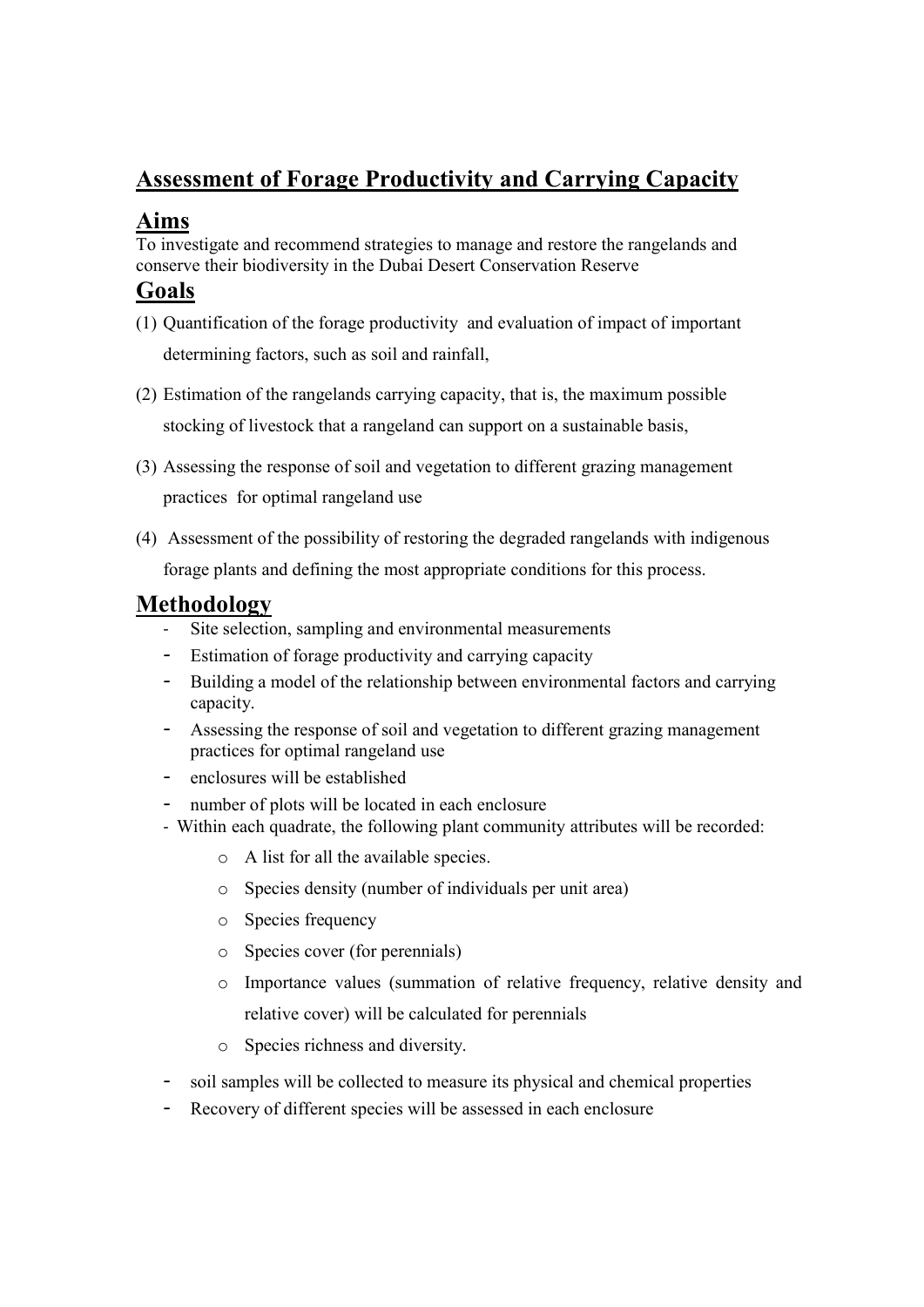# Assessment of Forage Productivity and Carrying Capacity

## Aims

To investigate and recommend strategies to manage and restore the rangelands and conserve their biodiversity in the Dubai Desert Conservation Reserve

## Goals

(1) Quantification of the forage productivity and evaluation of impact of important determining factors, such as soil and rainfall,

(2) Estimation of the rangelands carrying capacity, that is, the maximum possible stocking of livestock that a rangeland can support on a sustainable basis,

(3) Assessing the response of soil and vegetation to different grazing management practices for optimal rangeland use

(4) Assessment of the possibility of restoring the degraded rangelands with indigenous forage plants and defining the most appropriate conditions for this process.

## Methodology

- Site selection, sampling and environmental measurements
- Estimation of forage productivity and carrying capacity
- Building a model of the relationship between environmental factors and carrying capacity.
- Assessing the response of soil and vegetation to different grazing management practices for optimal rangeland use
- enclosures will be established
- number of plots will be located in each enclosure
- Within each quadrate, the following plant community attributes will be recorded:
    - A list for all the available species.
    - Species density (number of individuals per unit area)
    - Species frequency
    - Species cover (for perennials)
    - Importance values (summation of relative frequency, relative density and relative cover) will be calculated for perennials
    - Species richness and diversity.
- soil samples will be collected to measure its physical and chemical properties
- Recovery of different species will be assessed in each enclosure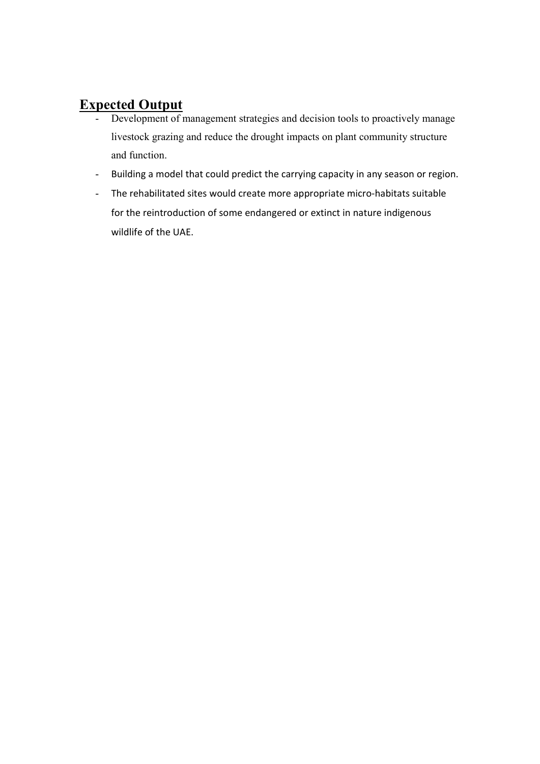## Expected Output

- Development of management strategies and decision tools to proactively manage livestock grazing and reduce the drought impacts on plant community structure and function.
- Building a model that could predict the carrying capacity in any season or region.
- The rehabilitated sites would create more appropriate micro-habitats suitable for the reintroduction of some endangered or extinct in nature indigenous wildlife of the UAE.